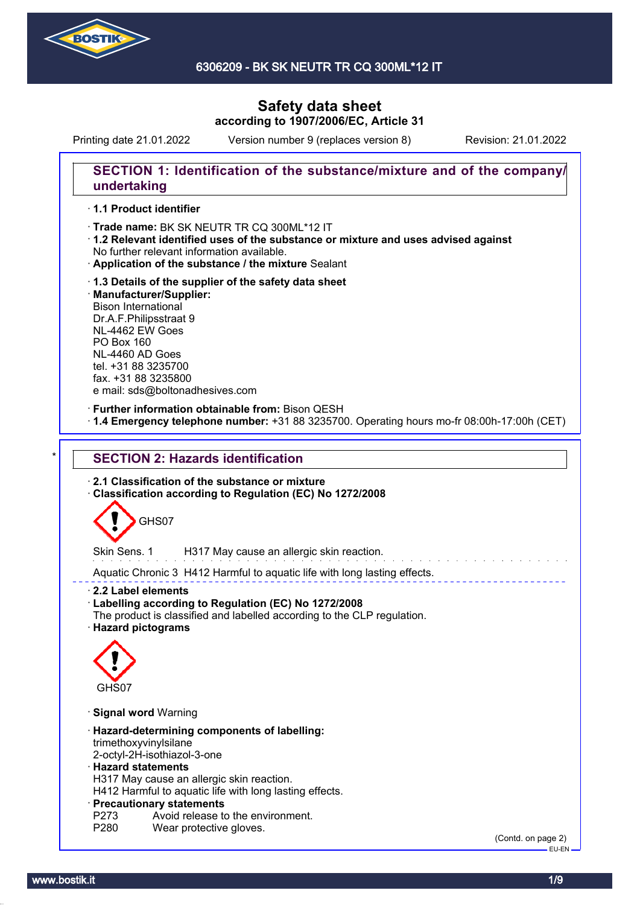# Safety data sheet
## according to 1907/2006/EC, Article 31

Printing date 21.01.2022 Version number 9 (replaces version 8) Revision: 21.01.2022

## SECTION 1: Identification of the substance/mixture and of the company/undertaking

- **1.1 Product identifier**
- **Trade name:** BK SK NEUTR TR CQ 300ML*12 IT
- **1.2 Relevant identified uses of the substance or mixture and uses advised against**
  No further relevant information available.
- **Application of the substance / the mixture** Sealant
- **1.3 Details of the supplier of the safety data sheet**
- **Manufacturer/Supplier:**
  Bison International
  Dr.A.F.Philipsstraat 9
  NL-4462 EW Goes
  PO Box 160
  NL-4460 AD Goes
  tel. +31 88 3235700
  fax. +31 88 3235800
  e mail: sds@boltonadhesives.com
- **Further information obtainable from:** Bison QESH
- **1.4 Emergency telephone number:** +31 88 3235700. Operating hours mo-fr 08:00h-17:00h (CET)

## SECTION 2: Hazards identification

- **2.1 Classification of the substance or mixture**
- **Classification according to Regulation (EC) No 1272/2008**

GHS07

Skin Sens. 1 H317 May cause an allergic skin reaction.

Aquatic Chronic 3 H412 Harmful to aquatic life with long lasting effects.

- **2.2 Label elements**
- **Labelling according to Regulation (EC) No 1272/2008**
  The product is classified and labelled according to the CLP regulation.
- **Hazard pictograms**

GHS07

- **Signal word** Warning
- **Hazard-determining components of labelling:**
  trimethoxyvinylsilane
  2-octyl-2H-isothiazol-3-one
- **Hazard statements**
  H317 May cause an allergic skin reaction.
  H412 Harmful to aquatic life with long lasting effects.
- **Precautionary statements**
  P273 Avoid release to the environment.
  P280 Wear protective gloves.

(Contd. on page 2)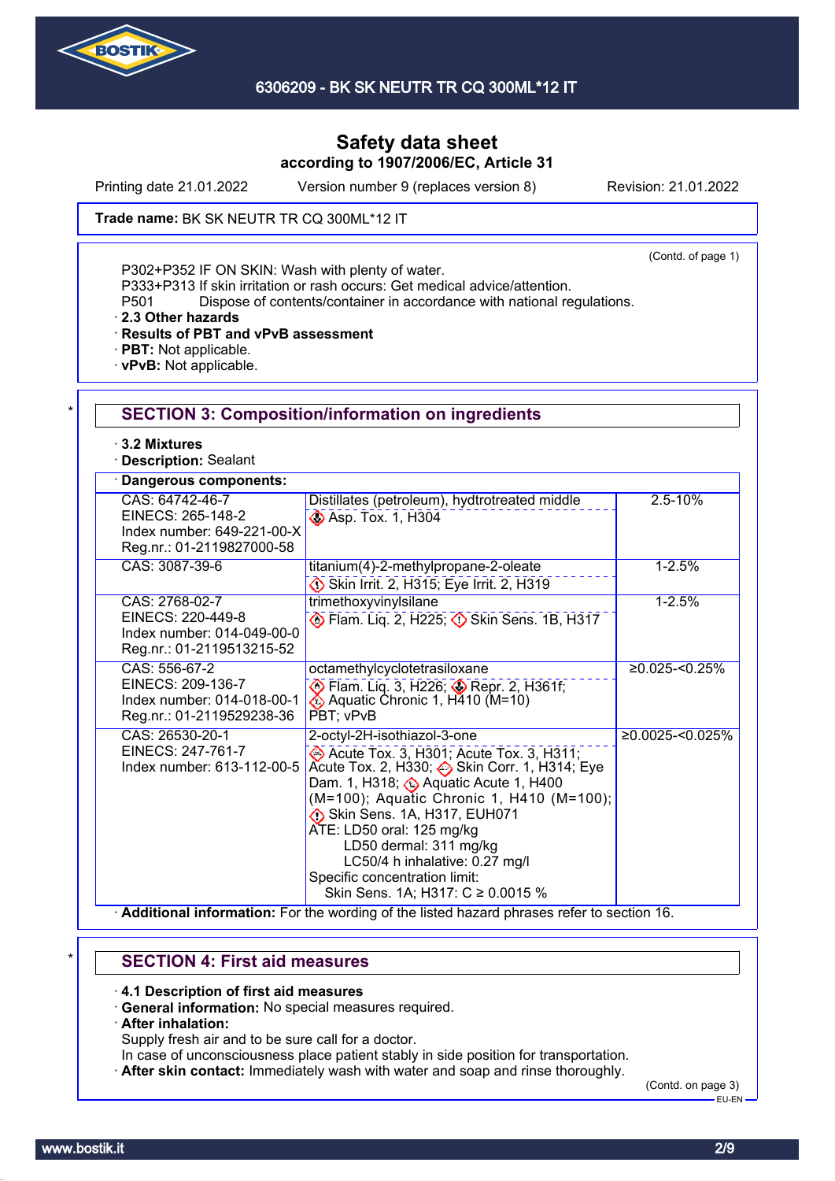## Safety data sheet
### according to 1907/2006/EC, Article 31

Printing date 21.01.2022 Version number 9 (replaces version 8) Revision: 21.01.2022

**Trade name:** BK SK NEUTR TR CQ 300ML*12 IT

(Contd. of page 1)

P302+P352 IF ON SKIN: Wash with plenty of water.
P333+P313 If skin irritation or rash occurs: Get medical advice/attention.
P501 Dispose of contents/container in accordance with national regulations.

· **2.3 Other hazards**
· **Results of PBT and vPvB assessment**
· **PBT:** Not applicable.
· **vPvB:** Not applicable.

## SECTION 3: Composition/information on ingredients

· **3.2 Mixtures**
· **Description:** Sealant

· **Dangerous components:**

| Identifiers | Name / Classification | Concentration |
|---|---|---|
| CAS: 64742-46-7<br>EINECS: 265-148-2<br>Index number: 649-221-00-X<br>Reg.nr.: 01-2119827000-58 | Distillates (petroleum), hydtrotreated middle<br>Asp. Tox. 1, H304 | 2.5-10% |
| CAS: 3087-39-6 | titanium(4)-2-methylpropane-2-oleate<br>Skin Irrit. 2, H315; Eye Irrit. 2, H319 | 1-2.5% |
| CAS: 2768-02-7<br>EINECS: 220-449-8<br>Index number: 014-049-00-0<br>Reg.nr.: 01-2119513215-52 | trimethoxyvinylsilane<br>Flam. Liq. 2, H225; Skin Sens. 1B, H317 | 1-2.5% |
| CAS: 556-67-2<br>EINECS: 209-136-7<br>Index number: 014-018-00-1<br>Reg.nr.: 01-2119529238-36 | octamethylcyclotetrasiloxane<br>Flam. Liq. 3, H226; Repr. 2, H361f; Aquatic Chronic 1, H410 (M=10)<br>PBT; vPvB | ≥0.025-<0.25% |
| CAS: 26530-20-1<br>EINECS: 247-761-7<br>Index number: 613-112-00-5 | 2-octyl-2H-isothiazol-3-one<br>Acute Tox. 3, H301; Acute Tox. 3, H311; Acute Tox. 2, H330; Skin Corr. 1, H314; Eye Dam. 1, H318; Aquatic Acute 1, H400 (M=100); Aquatic Chronic 1, H410 (M=100); Skin Sens. 1A, H317, EUH071<br>ATE: LD50 oral: 125 mg/kg<br>LD50 dermal: 311 mg/kg<br>LC50/4 h inhalative: 0.27 mg/l<br>Specific concentration limit:<br>Skin Sens. 1A; H317: C ≥ 0.0015 % | ≥0.0025-<0.025% |

· **Additional information:** For the wording of the listed hazard phrases refer to section 16.

## SECTION 4: First aid measures

· **4.1 Description of first aid measures**
· **General information:** No special measures required.
· **After inhalation:**
Supply fresh air and to be sure call for a doctor.
In case of unconsciousness place patient stably in side position for transportation.
· **After skin contact:** Immediately wash with water and soap and rinse thoroughly.

(Contd. on page 3)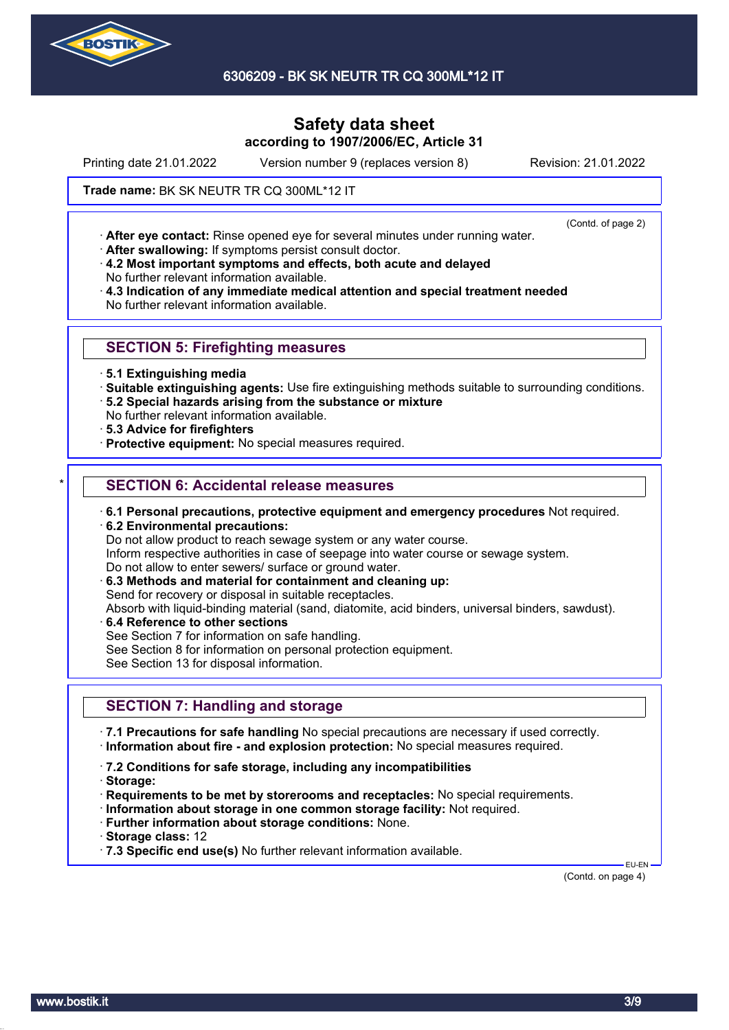**Safety data sheet**
**according to 1907/2006/EC, Article 31**

Printing date 21.01.2022 Version number 9 (replaces version 8) Revision: 21.01.2022

**Trade name:** BK SK NEUTR TR CQ 300ML*12 IT

(Contd. of page 2)

· **After eye contact:** Rinse opened eye for several minutes under running water.
· **After swallowing:** If symptoms persist consult doctor.
· **4.2 Most important symptoms and effects, both acute and delayed**
No further relevant information available.
· **4.3 Indication of any immediate medical attention and special treatment needed**
No further relevant information available.

## SECTION 5: Firefighting measures

· **5.1 Extinguishing media**
· **Suitable extinguishing agents:** Use fire extinguishing methods suitable to surrounding conditions.
· **5.2 Special hazards arising from the substance or mixture**
No further relevant information available.
· **5.3 Advice for firefighters**
· **Protective equipment:** No special measures required.

## * SECTION 6: Accidental release measures

· **6.1 Personal precautions, protective equipment and emergency procedures** Not required.
· **6.2 Environmental precautions:**
Do not allow product to reach sewage system or any water course.
Inform respective authorities in case of seepage into water course or sewage system.
Do not allow to enter sewers/ surface or ground water.
· **6.3 Methods and material for containment and cleaning up:**
Send for recovery or disposal in suitable receptacles.
Absorb with liquid-binding material (sand, diatomite, acid binders, universal binders, sawdust).
· **6.4 Reference to other sections**
See Section 7 for information on safe handling.
See Section 8 for information on personal protection equipment.
See Section 13 for disposal information.

## SECTION 7: Handling and storage

· **7.1 Precautions for safe handling** No special precautions are necessary if used correctly.
· **Information about fire - and explosion protection:** No special measures required.

· **7.2 Conditions for safe storage, including any incompatibilities**
· **Storage:**
· **Requirements to be met by storerooms and receptacles:** No special requirements.
· **Information about storage in one common storage facility:** Not required.
· **Further information about storage conditions:** None.
· **Storage class:** 12
· **7.3 Specific end use(s)** No further relevant information available.

EU-EN

(Contd. on page 4)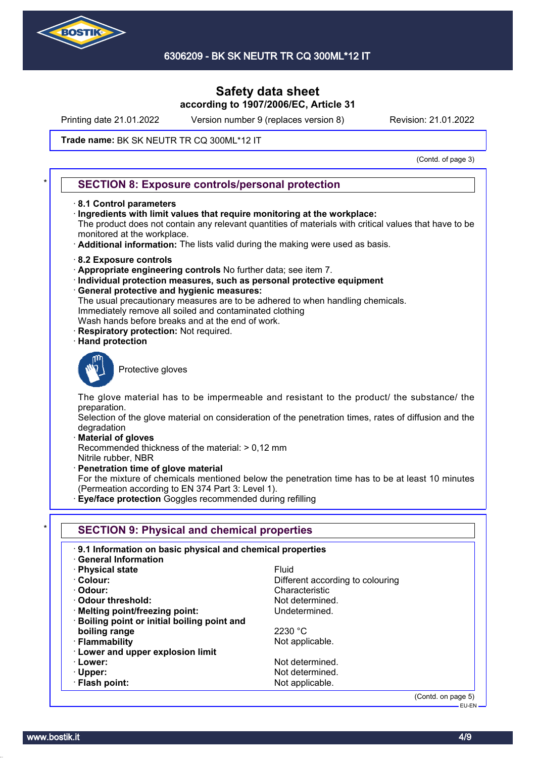**Safety data sheet**
**according to 1907/2006/EC, Article 31**

Printing date 21.01.2022 Version number 9 (replaces version 8) Revision: 21.01.2022

**Trade name:** BK SK NEUTR TR CQ 300ML*12 IT

(Contd. of page 3)

## SECTION 8: Exposure controls/personal protection

· **8.1 Control parameters**
· **Ingredients with limit values that require monitoring at the workplace:**
The product does not contain any relevant quantities of materials with critical values that have to be monitored at the workplace.
· **Additional information:** The lists valid during the making were used as basis.

· **8.2 Exposure controls**
· **Appropriate engineering controls** No further data; see item 7.
· **Individual protection measures, such as personal protective equipment**
· **General protective and hygienic measures:**
The usual precautionary measures are to be adhered to when handling chemicals.
Immediately remove all soiled and contaminated clothing
Wash hands before breaks and at the end of work.
· **Respiratory protection:** Not required.
· **Hand protection**

Protective gloves

The glove material has to be impermeable and resistant to the product/ the substance/ the preparation.
Selection of the glove material on consideration of the penetration times, rates of diffusion and the degradation
· **Material of gloves**
Recommended thickness of the material: > 0,12 mm
Nitrile rubber, NBR
· **Penetration time of glove material**
For the mixture of chemicals mentioned below the penetration time has to be at least 10 minutes (Permeation according to EN 374 Part 3: Level 1).
· **Eye/face protection** Goggles recommended during refilling

## SECTION 9: Physical and chemical properties

| | |
|---|---|
| · **9.1 Information on basic physical and chemical properties** | |
| · **General Information** | |
| · **Physical state** | Fluid |
| · **Colour:** | Different according to colouring |
| · **Odour:** | Characteristic |
| · **Odour threshold:** | Not determined. |
| · **Melting point/freezing point:** | Undetermined. |
| · **Boiling point or initial boiling point and boiling range** | 2230 °C |
| · **Flammability** | Not applicable. |
| · **Lower and upper explosion limit** | |
| · **Lower:** | Not determined. |
| · **Upper:** | Not determined. |
| · **Flash point:** | Not applicable. |

(Contd. on page 5)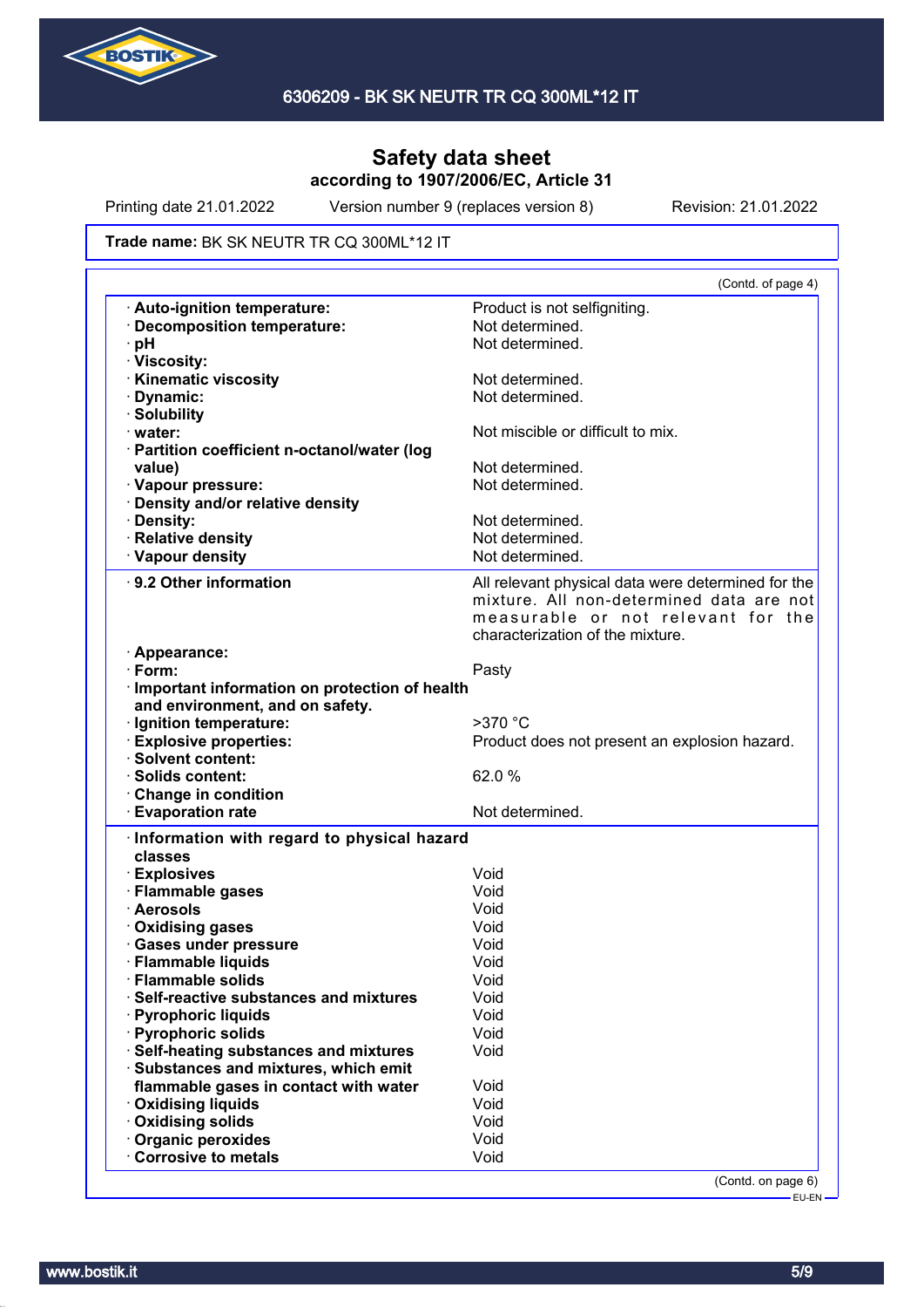# Safety data sheet
**according to 1907/2006/EC, Article 31**

Printing date 21.01.2022 | Version number 9 (replaces version 8) | Revision: 21.01.2022

**Trade name:** BK SK NEUTR TR CQ 300ML*12 IT

(Contd. of page 4)

| | |
|---|---|
| · **Auto-ignition temperature:** | Product is not selfigniting. |
| · **Decomposition temperature:** | Not determined. |
| · **pH** | Not determined. |
| · **Viscosity:** | |
| · **Kinematic viscosity** | Not determined. |
| · **Dynamic:** | Not determined. |
| · **Solubility** | |
| · **water:** | Not miscible or difficult to mix. |
| · **Partition coefficient n-octanol/water (log value)** | Not determined. |
| · **Vapour pressure:** | Not determined. |
| · **Density and/or relative density** | |
| · **Density:** | Not determined. |
| · **Relative density** | Not determined. |
| · **Vapour density** | Not determined. |

| | |
|---|---|
| · **9.2 Other information** | All relevant physical data were determined for the mixture. All non-determined data are not measurable or not relevant for the characterization of the mixture. |
| · **Appearance:** | |
| · **Form:** | Pasty |
| · **Important information on protection of health and environment, and on safety.** | |
| · **Ignition temperature:** | >370 °C |
| · **Explosive properties:** | Product does not present an explosion hazard. |
| · **Solvent content:** | |
| · **Solids content:** | 62.0 % |
| · **Change in condition** | |
| · **Evaporation rate** | Not determined. |

| | |
|---|---|
| · **Information with regard to physical hazard classes** | |
| · **Explosives** | Void |
| · **Flammable gases** | Void |
| · **Aerosols** | Void |
| · **Oxidising gases** | Void |
| · **Gases under pressure** | Void |
| · **Flammable liquids** | Void |
| · **Flammable solids** | Void |
| · **Self-reactive substances and mixtures** | Void |
| · **Pyrophoric liquids** | Void |
| · **Pyrophoric solids** | Void |
| · **Self-heating substances and mixtures** | Void |
| · **Substances and mixtures, which emit flammable gases in contact with water** | Void |
| · **Oxidising liquids** | Void |
| · **Oxidising solids** | Void |
| · **Organic peroxides** | Void |
| · **Corrosive to metals** | Void |

(Contd. on page 6)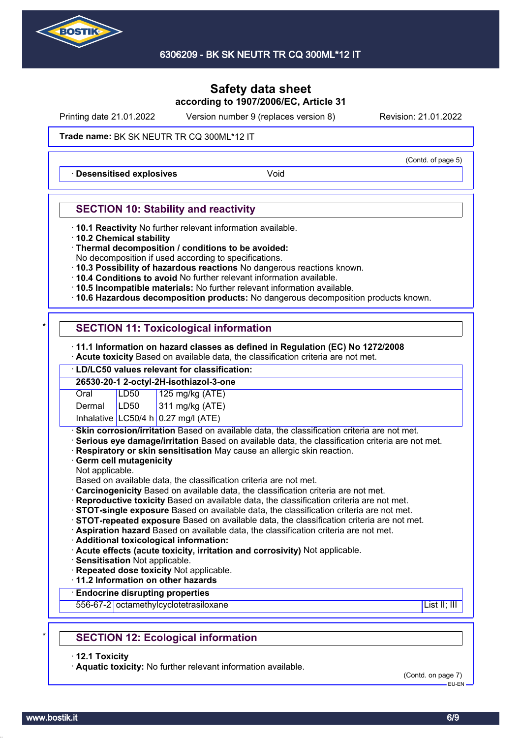Printing date 21.01.2022 Version number 9 (replaces version 8) Revision: 21.01.2022

**Trade name:** BK SK NEUTR TR CQ 300ML*12 IT

(Contd. of page 5)

· **Desensitised explosives** Void

## SECTION 10: Stability and reactivity

· **10.1 Reactivity** No further relevant information available.
· **10.2 Chemical stability**
· **Thermal decomposition / conditions to be avoided:**
No decomposition if used according to specifications.
· **10.3 Possibility of hazardous reactions** No dangerous reactions known.
· **10.4 Conditions to avoid** No further relevant information available.
· **10.5 Incompatible materials:** No further relevant information available.
· **10.6 Hazardous decomposition products:** No dangerous decomposition products known.

## * SECTION 11: Toxicological information

· **11.1 Information on hazard classes as defined in Regulation (EC) No 1272/2008**
· **Acute toxicity** Based on available data, the classification criteria are not met.

· **LD/LC50 values relevant for classification:**

| **26530-20-1 2-octyl-2H-isothiazol-3-one** | | |
|---|---|---|
| Oral | LD50 | 125 mg/kg (ATE) |
| Dermal | LD50 | 311 mg/kg (ATE) |
| Inhalative | LC50/4 h | 0.27 mg/l (ATE) |

· **Skin corrosion/irritation** Based on available data, the classification criteria are not met.
· **Serious eye damage/irritation** Based on available data, the classification criteria are not met.
· **Respiratory or skin sensitisation** May cause an allergic skin reaction.
· **Germ cell mutagenicity**
Not applicable.
Based on available data, the classification criteria are not met.
· **Carcinogenicity** Based on available data, the classification criteria are not met.
· **Reproductive toxicity** Based on available data, the classification criteria are not met.
· **STOT-single exposure** Based on available data, the classification criteria are not met.
· **STOT-repeated exposure** Based on available data, the classification criteria are not met.
· **Aspiration hazard** Based on available data, the classification criteria are not met.
· **Additional toxicological information:**
· **Acute effects (acute toxicity, irritation and corrosivity)** Not applicable.
· **Sensitisation** Not applicable.
· **Repeated dose toxicity** Not applicable.
· **11.2 Information on other hazards**

· **Endocrine disrupting properties**

| 556-67-2 | octamethylcyclotetrasiloxane | List II; III |
|---|---|---|

## * SECTION 12: Ecological information

· **12.1 Toxicity**
· **Aquatic toxicity:** No further relevant information available.

(Contd. on page 7)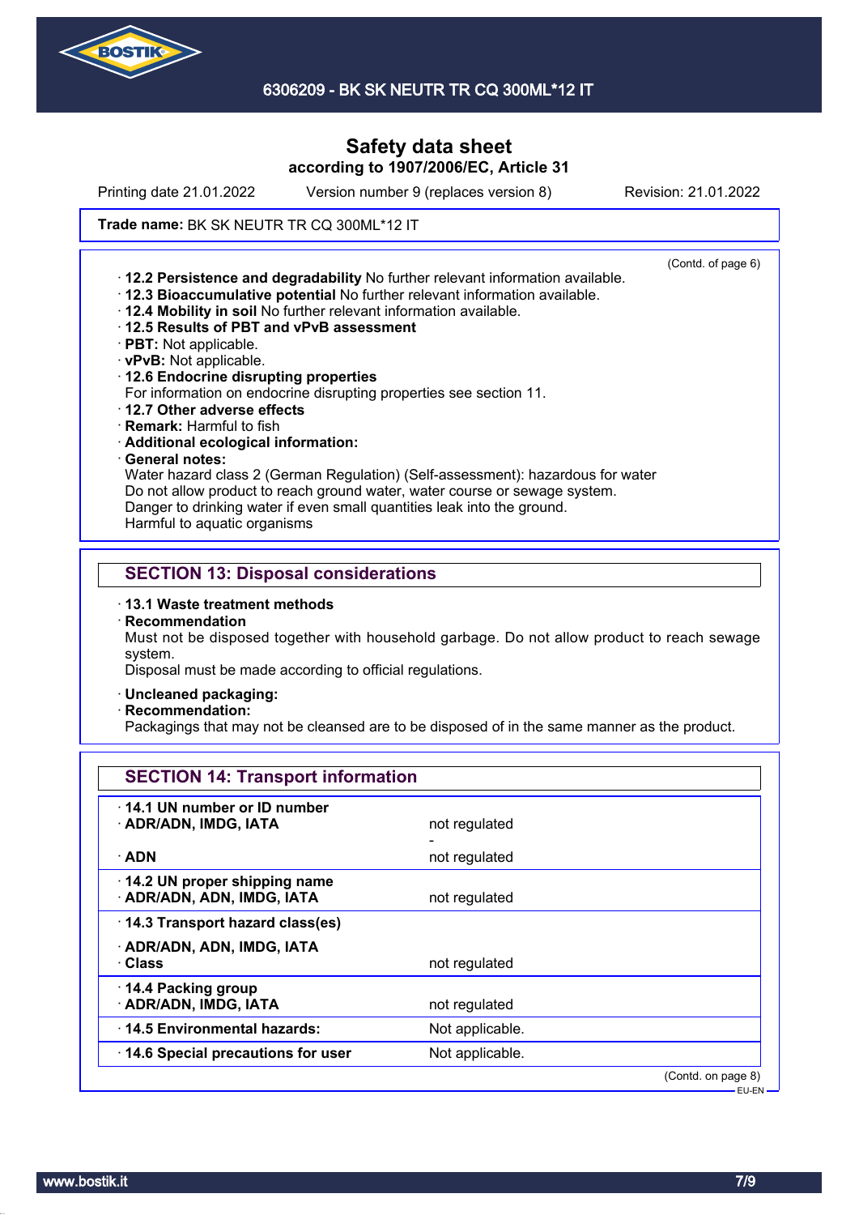# Safety data sheet

**according to 1907/2006/EC, Article 31**

Printing date 21.01.2022 Version number 9 (replaces version 8) Revision: 21.01.2022

**Trade name:** BK SK NEUTR TR CQ 300ML*12 IT

(Contd. of page 6)

- **12.2 Persistence and degradability** No further relevant information available.
- **12.3 Bioaccumulative potential** No further relevant information available.
- **12.4 Mobility in soil** No further relevant information available.
- **12.5 Results of PBT and vPvB assessment**
- **PBT:** Not applicable.
- **vPvB:** Not applicable.
- **12.6 Endocrine disrupting properties**
  For information on endocrine disrupting properties see section 11.
- **12.7 Other adverse effects**
- **Remark:** Harmful to fish
- **Additional ecological information:**
- **General notes:**
  Water hazard class 2 (German Regulation) (Self-assessment): hazardous for water
  Do not allow product to reach ground water, water course or sewage system.
  Danger to drinking water if even small quantities leak into the ground.
  Harmful to aquatic organisms

## SECTION 13: Disposal considerations

- **13.1 Waste treatment methods**
- **Recommendation**
  Must not be disposed together with household garbage. Do not allow product to reach sewage system.
  Disposal must be made according to official regulations.
- **Uncleaned packaging:**
- **Recommendation:**
  Packagings that may not be cleansed are to be disposed of in the same manner as the product.

## SECTION 14: Transport information

| | |
|---|---|
| **14.1 UN number or ID number** | |
| **ADR/ADN, IMDG, IATA** | not regulated |
| | - |
| **ADN** | not regulated |
| **14.2 UN proper shipping name** | |
| **ADR/ADN, ADN, IMDG, IATA** | not regulated |
| **14.3 Transport hazard class(es)** | |
| **ADR/ADN, ADN, IMDG, IATA** | |
| **Class** | not regulated |
| **14.4 Packing group** | |
| **ADR/ADN, IMDG, IATA** | not regulated |
| **14.5 Environmental hazards:** | Not applicable. |
| **14.6 Special precautions for user** | Not applicable. |

(Contd. on page 8)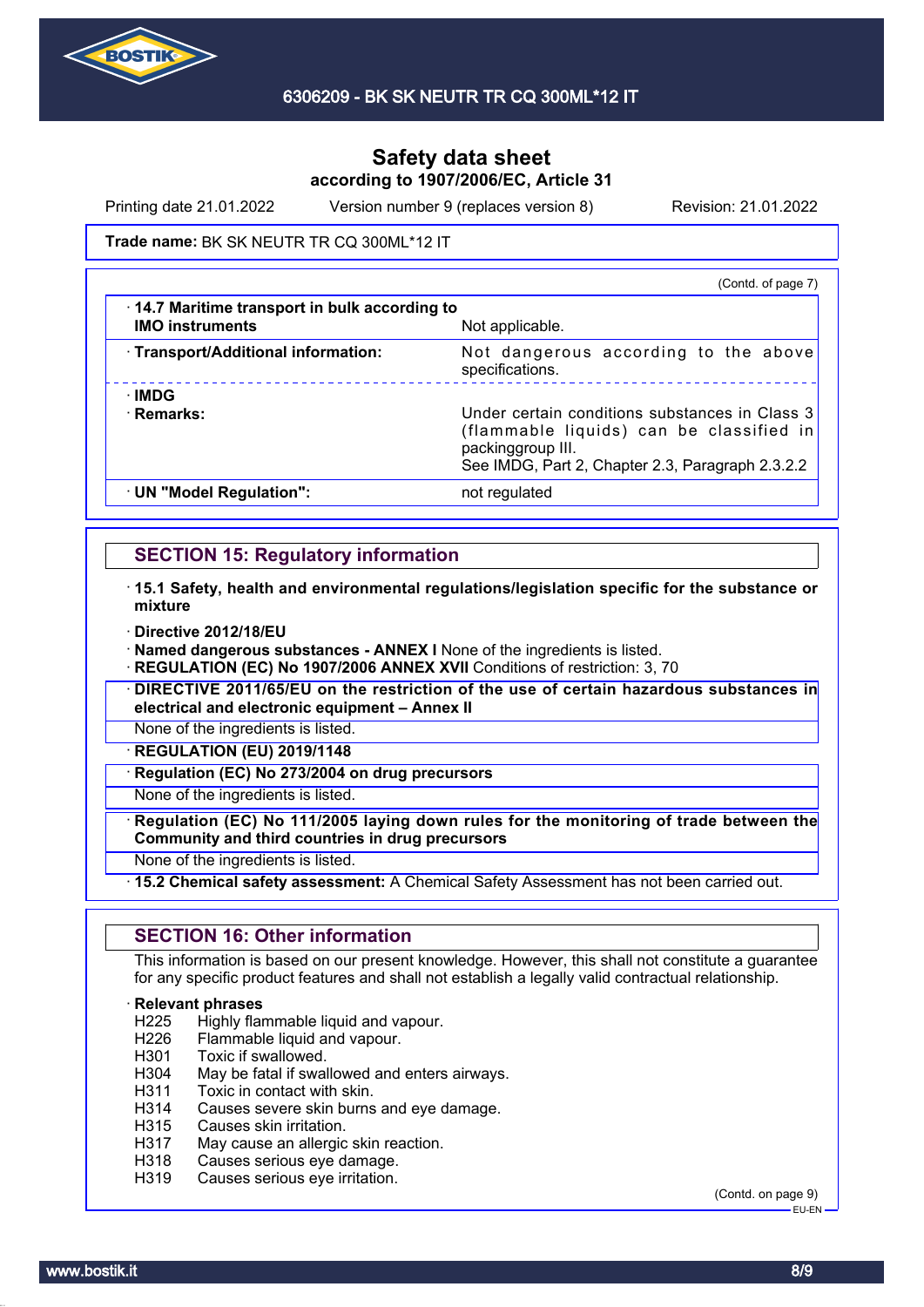# Safety data sheet

**according to 1907/2006/EC, Article 31**

Printing date 21.01.2022 Version number 9 (replaces version 8) Revision: 21.01.2022

**Trade name:** BK SK NEUTR TR CQ 300ML*12 IT

(Contd. of page 7)

| | |
|---|---|
| · **14.7 Maritime transport in bulk according to IMO instruments** | Not applicable. |
| · **Transport/Additional information:** | Not dangerous according to the above specifications. |
| · **IMDG** | |
| · **Remarks:** | Under certain conditions substances in Class 3 (flammable liquids) can be classified in packinggroup III. See IMDG, Part 2, Chapter 2.3, Paragraph 2.3.2.2 |
| · **UN "Model Regulation":** | not regulated |

## SECTION 15: Regulatory information

· **15.1 Safety, health and environmental regulations/legislation specific for the substance or mixture**

· **Directive 2012/18/EU**

· **Named dangerous substances - ANNEX I** None of the ingredients is listed.

· **REGULATION (EC) No 1907/2006 ANNEX XVII** Conditions of restriction: 3, 70

· **DIRECTIVE 2011/65/EU on the restriction of the use of certain hazardous substances in electrical and electronic equipment – Annex II**

None of the ingredients is listed.

· **REGULATION (EU) 2019/1148**

· **Regulation (EC) No 273/2004 on drug precursors**

None of the ingredients is listed.

· **Regulation (EC) No 111/2005 laying down rules for the monitoring of trade between the Community and third countries in drug precursors**

None of the ingredients is listed.

· **15.2 Chemical safety assessment:** A Chemical Safety Assessment has not been carried out.

## SECTION 16: Other information

This information is based on our present knowledge. However, this shall not constitute a guarantee for any specific product features and shall not establish a legally valid contractual relationship.

· **Relevant phrases**

H225 Highly flammable liquid and vapour.
H226 Flammable liquid and vapour.
H301 Toxic if swallowed.
H304 May be fatal if swallowed and enters airways.
H311 Toxic in contact with skin.
H314 Causes severe skin burns and eye damage.
H315 Causes skin irritation.
H317 May cause an allergic skin reaction.
H318 Causes serious eye damage.
H319 Causes serious eye irritation.

(Contd. on page 9)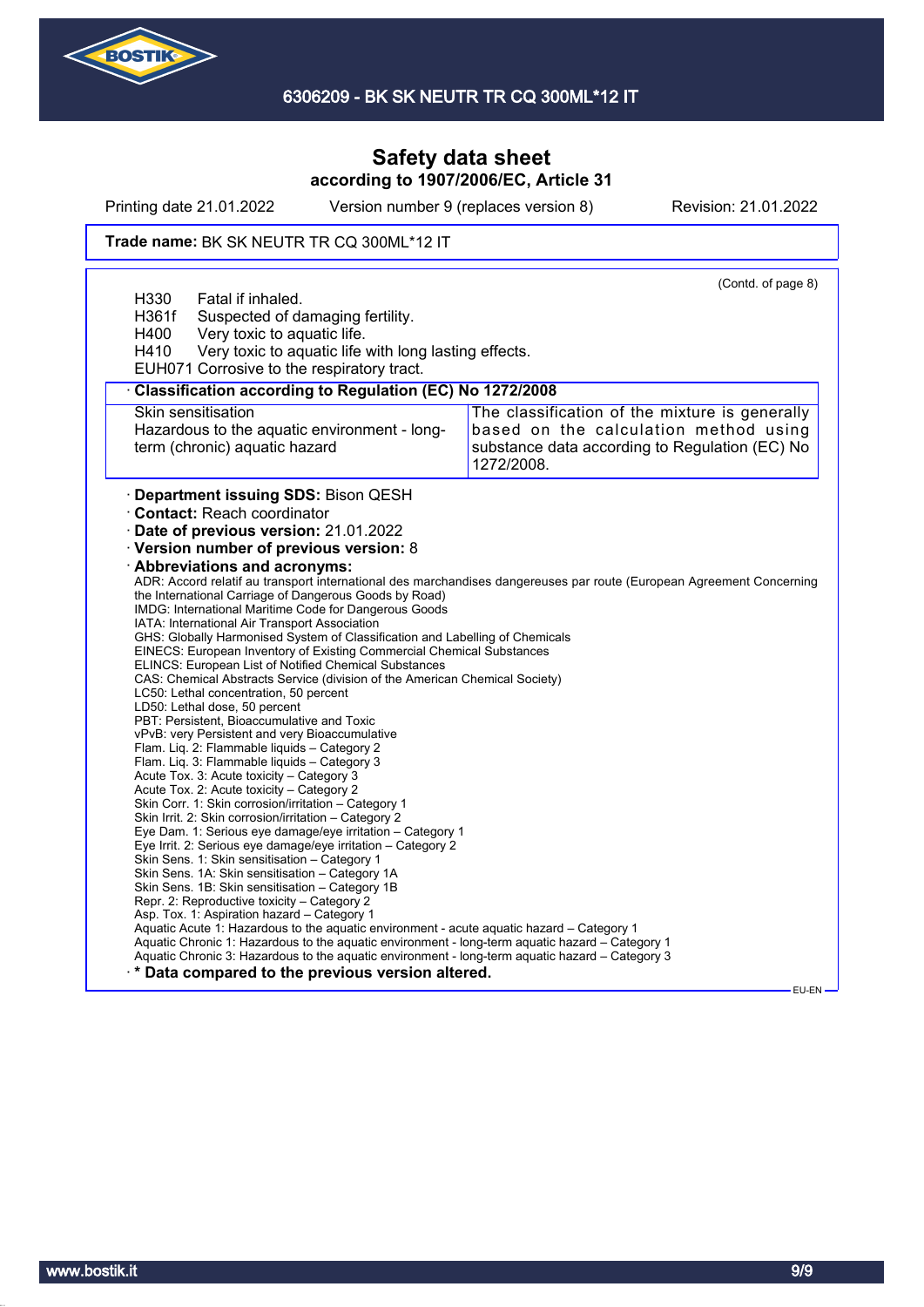(Contd. of page 8)

H330 Fatal if inhaled.
H361f Suspected of damaging fertility.
H400 Very toxic to aquatic life.
H410 Very toxic to aquatic life with long lasting effects.
EUH071 Corrosive to the respiratory tract.

· **Classification according to Regulation (EC) No 1272/2008**

| | |
|---|---|
| Skin sensitisation<br>Hazardous to the aquatic environment - long-term (chronic) aquatic hazard | The classification of the mixture is generally based on the calculation method using substance data according to Regulation (EC) No 1272/2008. |

· **Department issuing SDS:** Bison QESH
· **Contact:** Reach coordinator
· **Date of previous version:** 21.01.2022
· **Version number of previous version:** 8
· **Abbreviations and acronyms:**
ADR: Accord relatif au transport international des marchandises dangereuses par route (European Agreement Concerning the International Carriage of Dangerous Goods by Road)
IMDG: International Maritime Code for Dangerous Goods
IATA: International Air Transport Association
GHS: Globally Harmonised System of Classification and Labelling of Chemicals
EINECS: European Inventory of Existing Commercial Chemical Substances
ELINCS: European List of Notified Chemical Substances
CAS: Chemical Abstracts Service (division of the American Chemical Society)
LC50: Lethal concentration, 50 percent
LD50: Lethal dose, 50 percent
PBT: Persistent, Bioaccumulative and Toxic
vPvB: very Persistent and very Bioaccumulative
Flam. Liq. 2: Flammable liquids – Category 2
Flam. Liq. 3: Flammable liquids – Category 3
Acute Tox. 3: Acute toxicity – Category 3
Acute Tox. 2: Acute toxicity – Category 2
Skin Corr. 1: Skin corrosion/irritation – Category 1
Skin Irrit. 2: Skin corrosion/irritation – Category 2
Eye Dam. 1: Serious eye damage/eye irritation – Category 1
Eye Irrit. 2: Serious eye damage/eye irritation – Category 2
Skin Sens. 1: Skin sensitisation – Category 1
Skin Sens. 1A: Skin sensitisation – Category 1A
Skin Sens. 1B: Skin sensitisation – Category 1B
Repr. 2: Reproductive toxicity – Category 2
Asp. Tox. 1: Aspiration hazard – Category 1
Aquatic Acute 1: Hazardous to the aquatic environment - acute aquatic hazard – Category 1
Aquatic Chronic 1: Hazardous to the aquatic environment - long-term aquatic hazard – Category 1
Aquatic Chronic 3: Hazardous to the aquatic environment - long-term aquatic hazard – Category 3

· **\* Data compared to the previous version altered.**